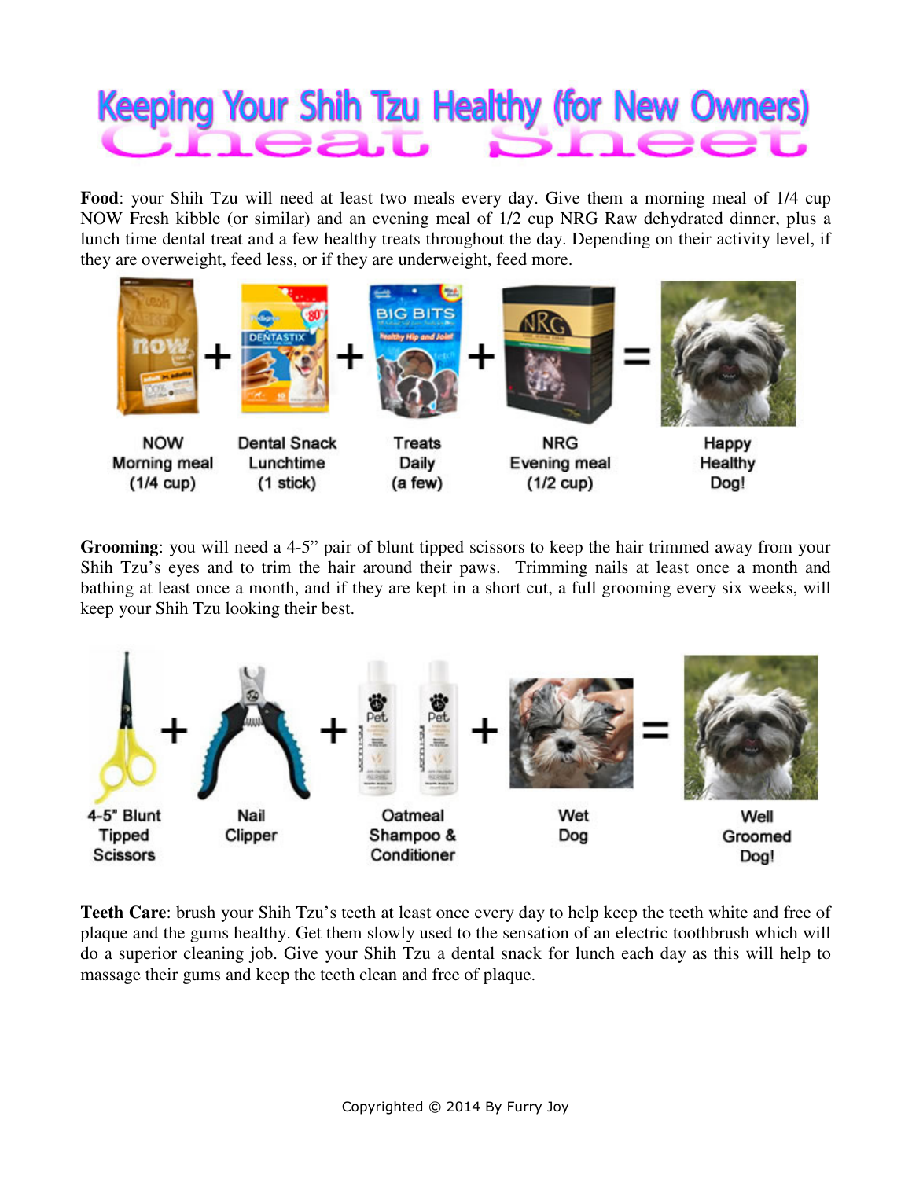# Keeping Your Shih Tzu Healthy (for New Owners) Cheat Sheet

**Food**: your Shih Tzu will need at least two meals every day. Give them a morning meal of 1/4 cup NOW Fresh kibble (or similar) and an evening meal of 1/2 cup NRG Raw dehydrated dinner, plus a lunch time dental treat and a few healthy treats throughout the day. Depending on their activity level, if they are overweight, feed less, or if they are underweight, feed more.

NOW Morning meal (1/4 cup) + Dental Snack Lunchtime (1 stick) + Treats Daily (a few) + NRG Evening meal (1/2 cup) = Happy Healthy Dog!

**Grooming**: you will need a 4-5" pair of blunt tipped scissors to keep the hair trimmed away from your Shih Tzu's eyes and to trim the hair around their paws. Trimming nails at least once a month and bathing at least once a month, and if they are kept in a short cut, a full grooming every six weeks, will keep your Shih Tzu looking their best.

4-5" Blunt Tipped Scissors + Nail Clipper + Oatmeal Shampoo & Conditioner + Wet Dog = Well Groomed Dog!

**Teeth Care**: brush your Shih Tzu's teeth at least once every day to help keep the teeth white and free of plaque and the gums healthy. Get them slowly used to the sensation of an electric toothbrush which will do a superior cleaning job. Give your Shih Tzu a dental snack for lunch each day as this will help to massage their gums and keep the teeth clean and free of plaque.

Copyrighted © 2014 By Furry Joy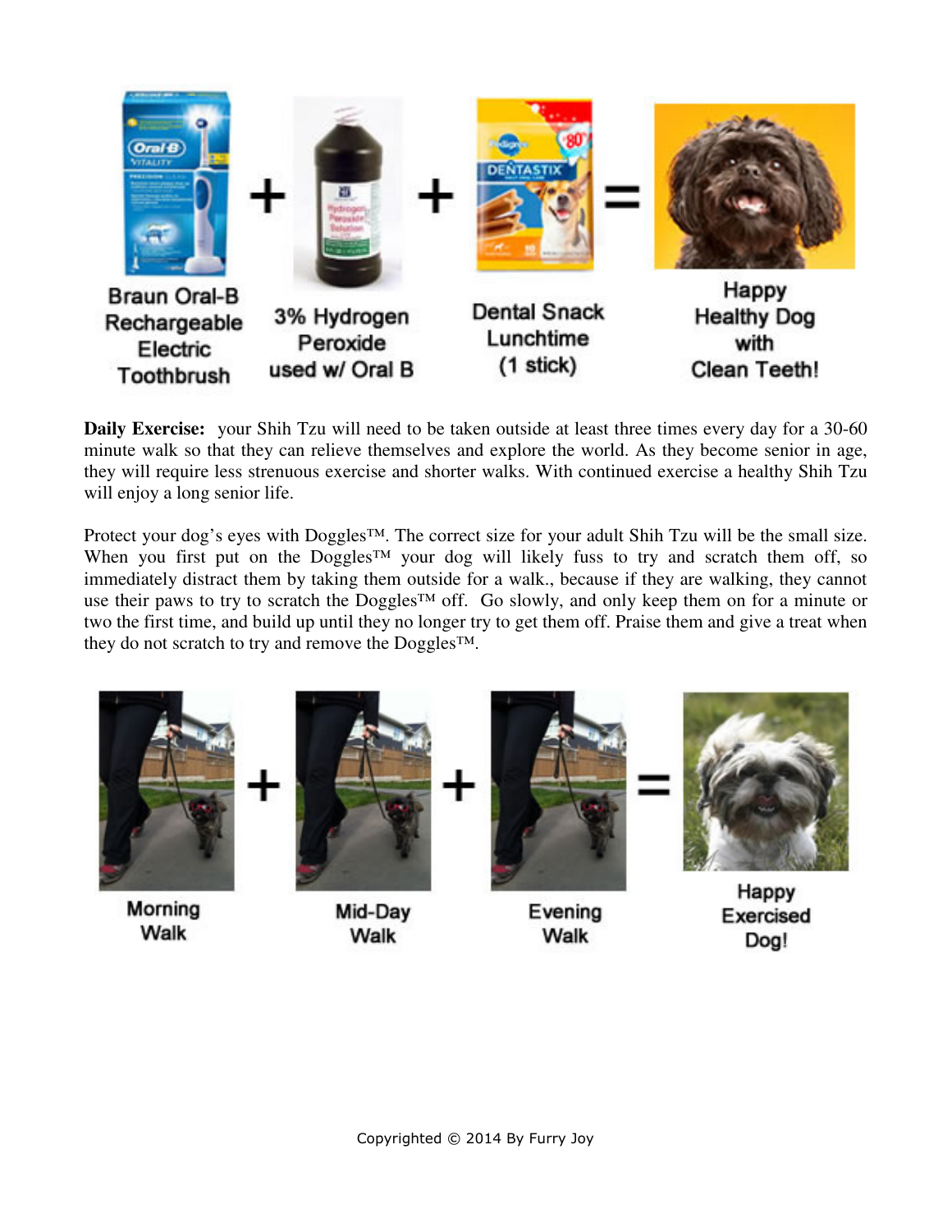Braun Oral-B Rechargeable Electric Toothbrush + 3% Hydrogen Peroxide used w/ Oral B + Dental Snack Lunchtime (1 stick) = Happy Healthy Dog with Clean Teeth!

**Daily Exercise:** your Shih Tzu will need to be taken outside at least three times every day for a 30-60 minute walk so that they can relieve themselves and explore the world. As they become senior in age, they will require less strenuous exercise and shorter walks. With continued exercise a healthy Shih Tzu will enjoy a long senior life.

Protect your dog's eyes with Doggles™. The correct size for your adult Shih Tzu will be the small size. When you first put on the Doggles™ your dog will likely fuss to try and scratch them off, so immediately distract them by taking them outside for a walk., because if they are walking, they cannot use their paws to try to scratch the Doggles™ off. Go slowly, and only keep them on for a minute or two the first time, and build up until they no longer try to get them off. Praise them and give a treat when they do not scratch to try and remove the Doggles™.

Morning Walk + Mid-Day Walk + Evening Walk = Happy Exercised Dog!

Copyrighted © 2014 By Furry Joy